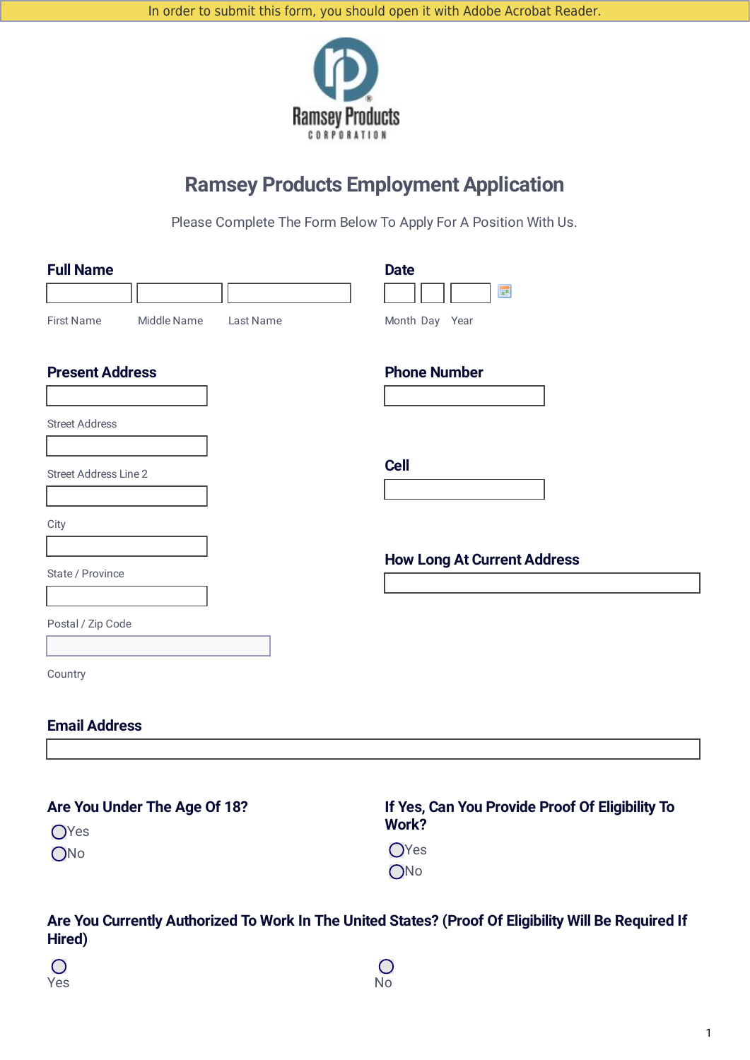In order to submit this form, you should open it with Adobe Acrobat Reader.

Ramsey Products CORPORATION

# Ramsey Products Employment Application

Please Complete The Form Below To Apply For A Position With Us.

**Full Name**

First Name | Middle Name | Last Name

**Date**

Month | Day | Year

**Present Address**

Street Address

Street Address Line 2

City

State / Province

Postal / Zip Code

Country

**Phone Number**

**Cell**

**How Long At Current Address**

**Email Address**

**Are You Under The Age Of 18?**

- Yes
- No

**If Yes, Can You Provide Proof Of Eligibility To Work?**

- Yes
- No

**Are You Currently Authorized To Work In The United States? (Proof Of Eligibility Will Be Required If Hired)**

- Yes
- No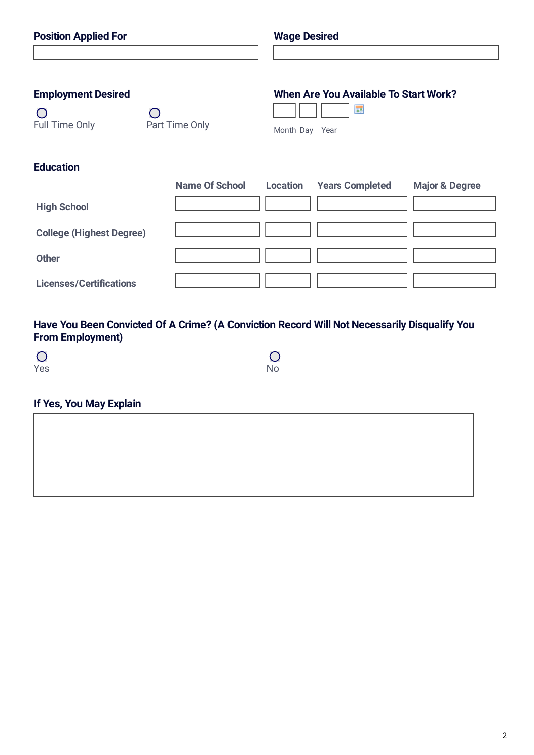**Position Applied For**

**Wage Desired**

**Employment Desired**

○ Full Time Only

○ Part Time Only

**When Are You Available To Start Work?**

Month Day Year

**Education**

| | Name Of School | Location | Years Completed | Major & Degree |
|---|---|---|---|---|
| High School | | | | |
| College (Highest Degree) | | | | |
| Other | | | | |
| Licenses/Certifications | | | | |

**Have You Been Convicted Of A Crime? (A Conviction Record Will Not Necessarily Disqualify You From Employment)**

○ Yes

○ No

**If Yes, You May Explain**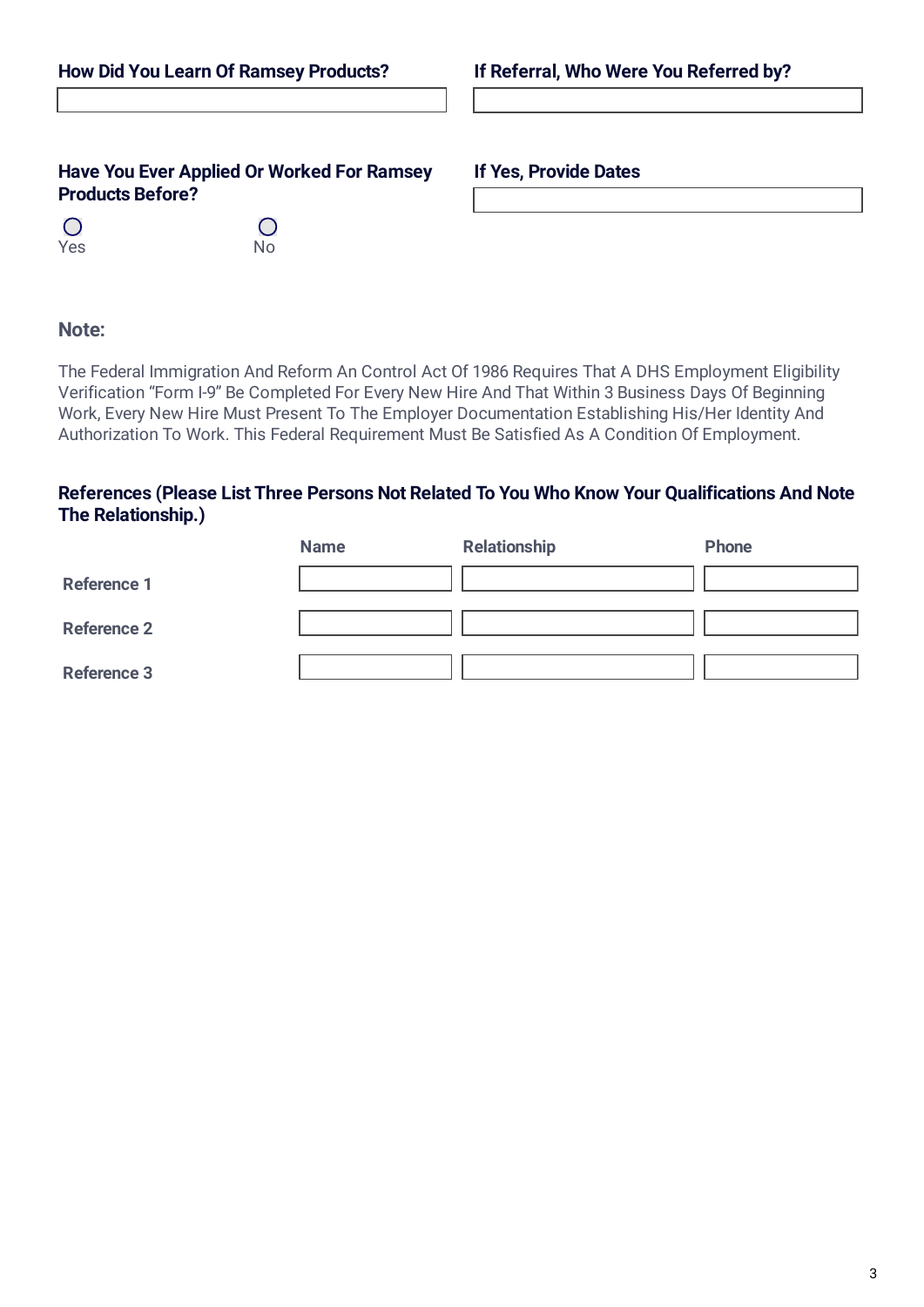**How Did You Learn Of Ramsey Products?**

**If Referral, Who Were You Referred by?**

**Have You Ever Applied Or Worked For Ramsey Products Before?**

○ Yes ○ No

**If Yes, Provide Dates**

**Note:**

The Federal Immigration And Reform An Control Act Of 1986 Requires That A DHS Employment Eligibility Verification "Form I-9" Be Completed For Every New Hire And That Within 3 Business Days Of Beginning Work, Every New Hire Must Present To The Employer Documentation Establishing His/Her Identity And Authorization To Work. This Federal Requirement Must Be Satisfied As A Condition Of Employment.

**References (Please List Three Persons Not Related To You Who Know Your Qualifications And Note The Relationship.)**

| | Name | Relationship | Phone |
|---|---|---|---|
| Reference 1 | | | |
| Reference 2 | | | |
| Reference 3 | | | |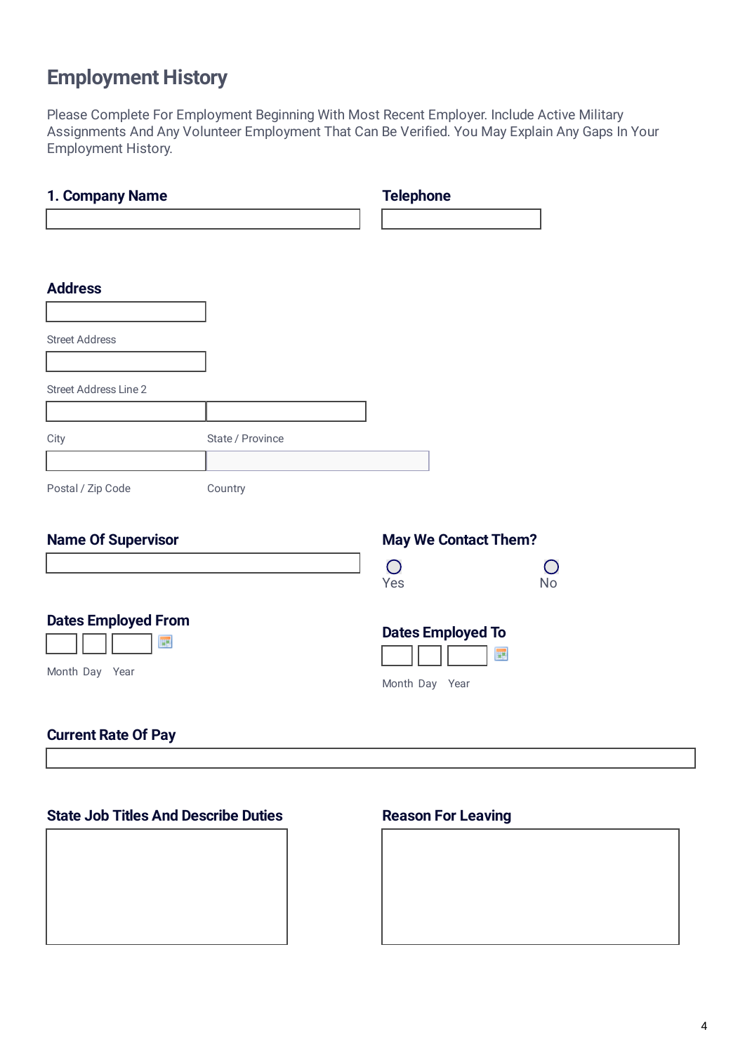## Employment History

Please Complete For Employment Beginning With Most Recent Employer. Include Active Military Assignments And Any Volunteer Employment That Can Be Verified. You May Explain Any Gaps In Your Employment History.

**1. Company Name**

**Telephone**

**Address**

Street Address

Street Address Line 2

City

State / Province

Postal / Zip Code

Country

**Name Of Supervisor**

**May We Contact Them?**

- Yes
- No

**Dates Employed From**

Month Day Year

**Dates Employed To**

Month Day Year

**Current Rate Of Pay**

**State Job Titles And Describe Duties**

**Reason For Leaving**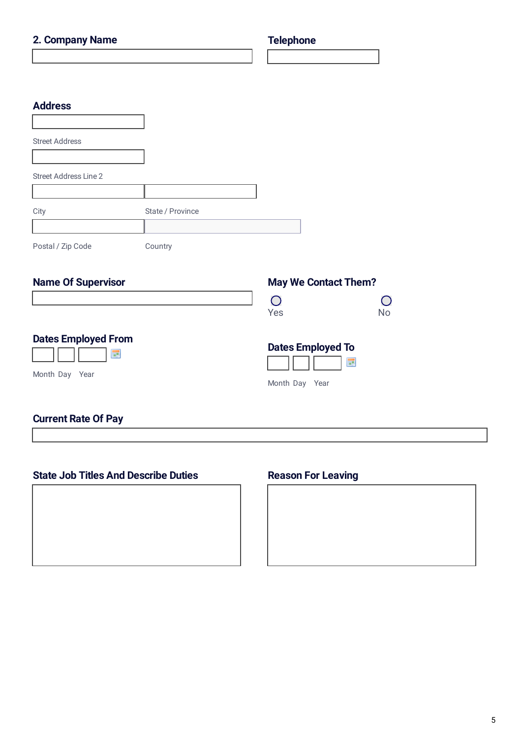**2. Company Name**

**Telephone**

**Address**

Street Address

Street Address Line 2

City

State / Province

Postal / Zip Code

Country

**Name Of Supervisor**

**May We Contact Them?**

- ○ Yes
- ○ No

**Dates Employed From**

Month Day Year

**Dates Employed To**

Month Day Year

**Current Rate Of Pay**

**State Job Titles And Describe Duties**

**Reason For Leaving**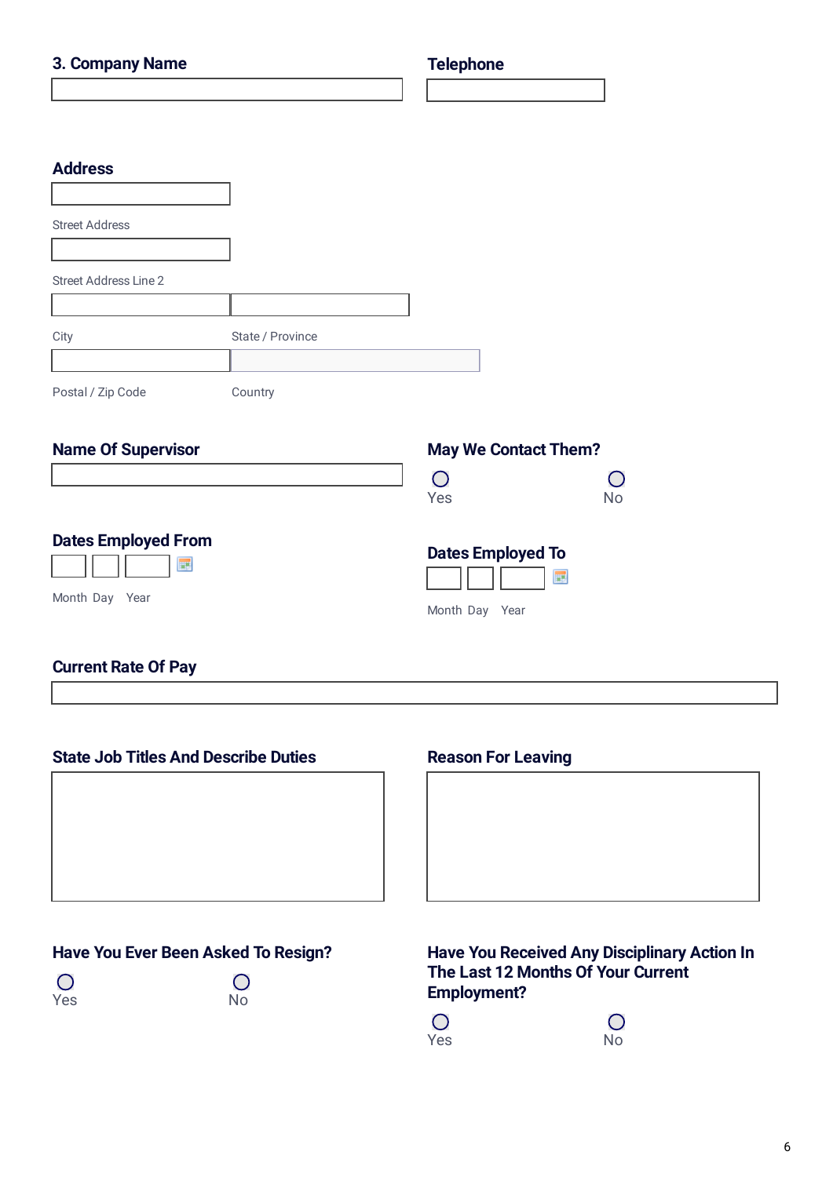**3. Company Name**

**Telephone**

**Address**

Street Address

Street Address Line 2

City

State / Province

Postal / Zip Code

Country

**Name Of Supervisor**

**May We Contact Them?**

Yes

No

**Dates Employed From**

Month Day Year

**Dates Employed To**

Month Day Year

**Current Rate Of Pay**

**State Job Titles And Describe Duties**

**Reason For Leaving**

**Have You Ever Been Asked To Resign?**

Yes

No

**Have You Received Any Disciplinary Action In The Last 12 Months Of Your Current Employment?**

Yes

No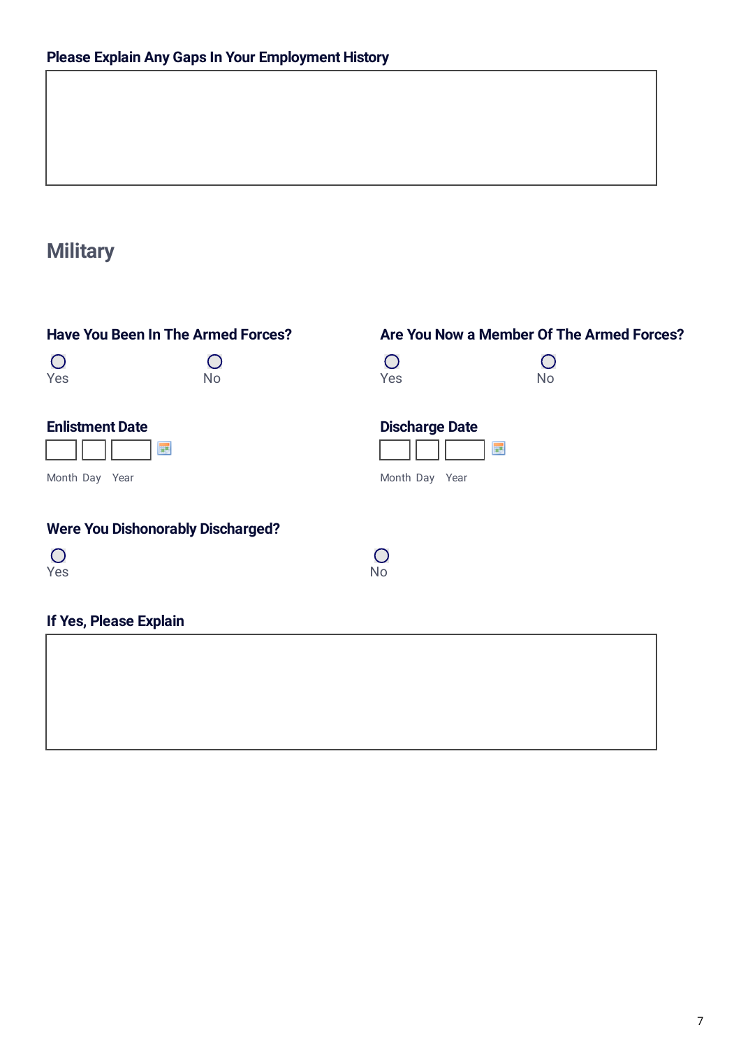**Please Explain Any Gaps In Your Employment History**

## Military

**Have You Been In The Armed Forces?**

○ Yes ○ No

**Are You Now a Member Of The Armed Forces?**

○ Yes ○ No

**Enlistment Date**

Month Day Year

**Discharge Date**

Month Day Year

**Were You Dishonorably Discharged?**

○ Yes ○ No

**If Yes, Please Explain**